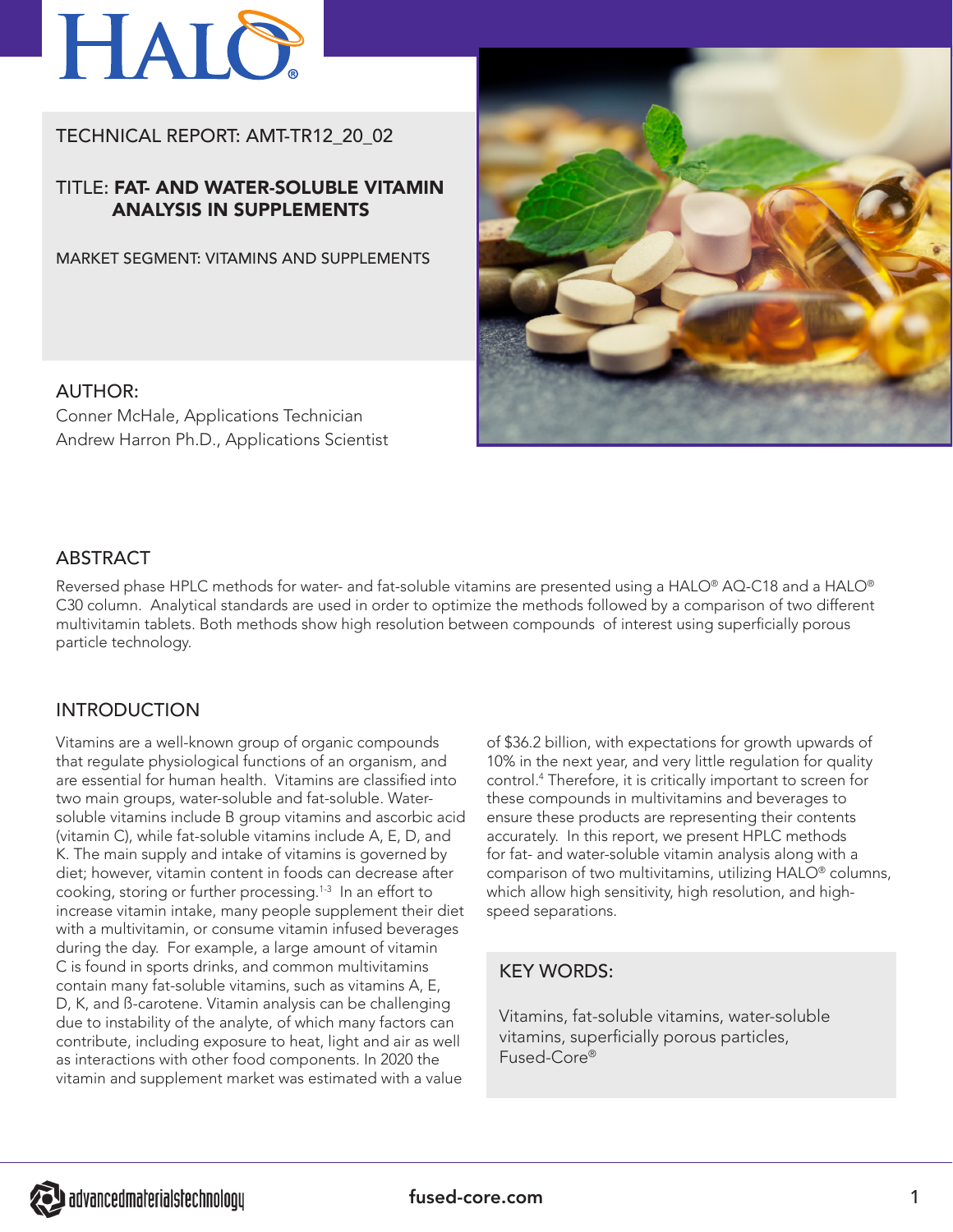# HALO®

TECHNICAL REPORT: AMT-TR12_20_02

TITLE: **FAT- AND WATER-SOLUBLE VITAMIN ANALYSIS IN SUPPLEMENTS**

MARKET SEGMENT: VITAMINS AND SUPPLEMENTS

AUTHOR:
Conner McHale, Applications Technician
Andrew Harron Ph.D., Applications Scientist

## ABSTRACT

Reversed phase HPLC methods for water- and fat-soluble vitamins are presented using a HALO® AQ-C18 and a HALO® C30 column. Analytical standards are used in order to optimize the methods followed by a comparison of two different multivitamin tablets. Both methods show high resolution between compounds of interest using superficially porous particle technology.

## INTRODUCTION

Vitamins are a well-known group of organic compounds that regulate physiological functions of an organism, and are essential for human health. Vitamins are classified into two main groups, water-soluble and fat-soluble. Water-soluble vitamins include B group vitamins and ascorbic acid (vitamin C), while fat-soluble vitamins include A, E, D, and K. The main supply and intake of vitamins is governed by diet; however, vitamin content in foods can decrease after cooking, storing or further processing.[1-3] In an effort to increase vitamin intake, many people supplement their diet with a multivitamin, or consume vitamin infused beverages during the day. For example, a large amount of vitamin C is found in sports drinks, and common multivitamins contain many fat-soluble vitamins, such as vitamins A, E, D, K, and ß-carotene. Vitamin analysis can be challenging due to instability of the analyte, of which many factors can contribute, including exposure to heat, light and air as well as interactions with other food components. In 2020 the vitamin and supplement market was estimated with a value of $36.2 billion, with expectations for growth upwards of 10% in the next year, and very little regulation for quality control.[4] Therefore, it is critically important to screen for these compounds in multivitamins and beverages to ensure these products are representing their contents accurately. In this report, we present HPLC methods for fat- and water-soluble vitamin analysis along with a comparison of two multivitamins, utilizing HALO® columns, which allow high sensitivity, high resolution, and high-speed separations.

**KEY WORDS:**

Vitamins, fat-soluble vitamins, water-soluble vitamins, superficially porous particles, Fused-Core®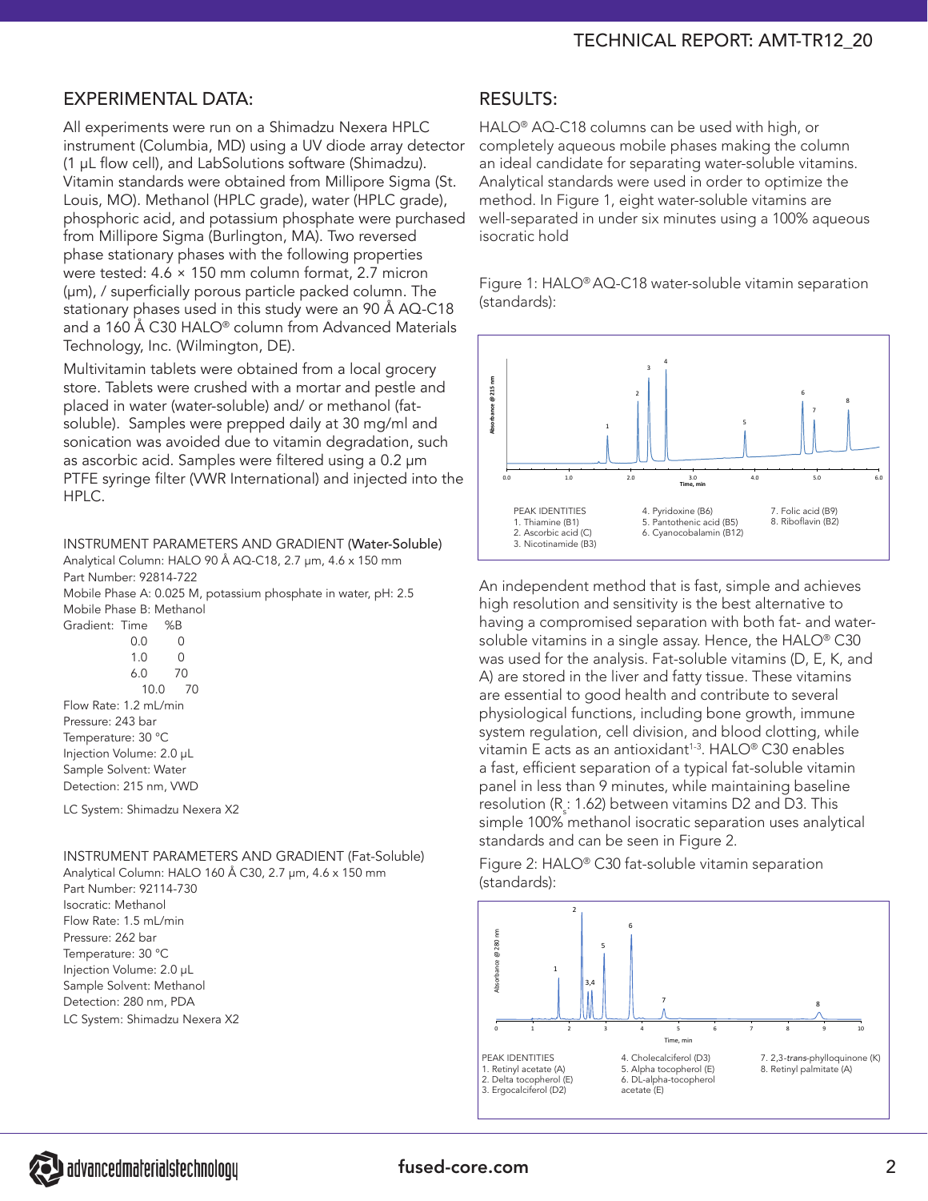## EXPERIMENTAL DATA:

All experiments were run on a Shimadzu Nexera HPLC instrument (Columbia, MD) using a UV diode array detector (1 µL flow cell), and LabSolutions software (Shimadzu). Vitamin standards were obtained from Millipore Sigma (St. Louis, MO). Methanol (HPLC grade), water (HPLC grade), phosphoric acid, and potassium phosphate were purchased from Millipore Sigma (Burlington, MA). Two reversed phase stationary phases with the following properties were tested: 4.6 × 150 mm column format, 2.7 micron (µm), / superficially porous particle packed column. The stationary phases used in this study were an 90 Å AQ-C18 and a 160 Å C30 HALO® column from Advanced Materials Technology, Inc. (Wilmington, DE).

Multivitamin tablets were obtained from a local grocery store. Tablets were crushed with a mortar and pestle and placed in water (water-soluble) and/ or methanol (fat-soluble). Samples were prepped daily at 30 mg/ml and sonication was avoided due to vitamin degradation, such as ascorbic acid. Samples were filtered using a 0.2 µm PTFE syringe filter (VWR International) and injected into the HPLC.

### INSTRUMENT PARAMETERS AND GRADIENT (Water-Soluble)

Analytical Column: HALO 90 Å AQ-C18, 2.7 µm, 4.6 x 150 mm
Part Number: 92814-722
Mobile Phase A: 0.025 M, potassium phosphate in water, pH: 2.5
Mobile Phase B: Methanol
Gradient:

| Time | %B |
|---|---|
| 0.0 | 0 |
| 1.0 | 0 |
| 6.0 | 70 |
| 10.0 | 70 |

Flow Rate: 1.2 mL/min
Pressure: 243 bar
Temperature: 30 °C
Injection Volume: 2.0 µL
Sample Solvent: Water
Detection: 215 nm, VWD

LC System: Shimadzu Nexera X2

### INSTRUMENT PARAMETERS AND GRADIENT (Fat-Soluble)

Analytical Column: HALO 160 Å C30, 2.7 µm, 4.6 x 150 mm
Part Number: 92114-730
Isocratic: Methanol
Flow Rate: 1.5 mL/min
Pressure: 262 bar
Temperature: 30 °C
Injection Volume: 2.0 µL
Sample Solvent: Methanol
Detection: 280 nm, PDA
LC System: Shimadzu Nexera X2

## RESULTS:

HALO® AQ-C18 columns can be used with high, or completely aqueous mobile phases making the column an ideal candidate for separating water-soluble vitamins. Analytical standards were used in order to optimize the method. In Figure 1, eight water-soluble vitamins are well-separated in under six minutes using a 100% aqueous isocratic hold

Figure 1: HALO® AQ-C18 water-soluble vitamin separation (standards):

PEAK IDENTITIES
1. Thiamine (B1)
2. Ascorbic acid (C)
3. Nicotinamide (B3)
4. Pyridoxine (B6)
5. Pantothenic acid (B5)
6. Cyanocobalamin (B12)
7. Folic acid (B9)
8. Riboflavin (B2)

An independent method that is fast, simple and achieves high resolution and sensitivity is the best alternative to having a compromised separation with both fat- and water-soluble vitamins in a single assay. Hence, the HALO® C30 was used for the analysis. Fat-soluble vitamins (D, E, K, and A) are stored in the liver and fatty tissue. These vitamins are essential to good health and contribute to several physiological functions, including bone growth, immune system regulation, cell division, and blood clotting, while vitamin E acts as an antioxidant[1-3]. HALO® C30 enables a fast, efficient separation of a typical fat-soluble vitamin panel in less than 9 minutes, while maintaining baseline resolution ($R_s$: 1.62) between vitamins D2 and D3. This simple 100% methanol isocratic separation uses analytical standards and can be seen in Figure 2.

Figure 2: HALO® C30 fat-soluble vitamin separation (standards):

PEAK IDENTITIES
1. Retinyl acetate (A)
2. Delta tocopherol (E)
3. Ergocalciferol (D2)
4. Cholecalciferol (D3)
5. Alpha tocopherol (E)
6. DL-alpha-tocopherol acetate (E)
7. 2,3-*trans*-phylloquinone (K)
8. Retinyl palmitate (A)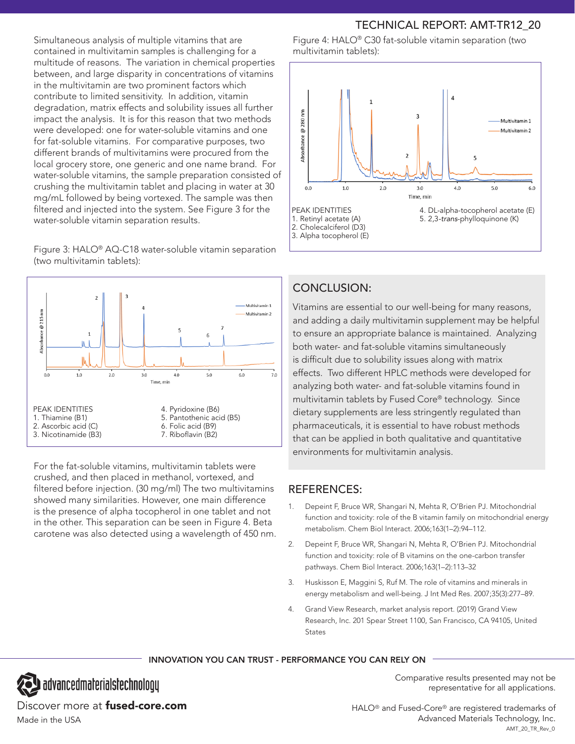Simultaneous analysis of multiple vitamins that are contained in multivitamin samples is challenging for a multitude of reasons. The variation in chemical properties between, and large disparity in concentrations of vitamins in the multivitamin are two prominent factors which contribute to limited sensitivity. In addition, vitamin degradation, matrix effects and solubility issues all further impact the analysis. It is for this reason that two methods were developed: one for water-soluble vitamins and one for fat-soluble vitamins. For comparative purposes, two different brands of multivitamins were procured from the local grocery store, one generic and one name brand. For water-soluble vitamins, the sample preparation consisted of crushing the multivitamin tablet and placing in water at 30 mg/mL followed by being vortexed. The sample was then filtered and injected into the system. See Figure 3 for the water-soluble vitamin separation results.

Figure 3: HALO® AQ-C18 water-soluble vitamin separation (two multivitamin tablets):

Absorbance @ 215 nm

Time, min

0.0 1.0 2.0 3.0 4.0 5.0 6.0 7.0

1 2 3 4 5 6 7

Multivitamin 1
Multivitamin 2

PEAK IDENTITIES
1. Thiamine (B1)
2. Ascorbic acid (C)
3. Nicotinamide (B3)
4. Pyridoxine (B6)
5. Pantothenic acid (B5)
6. Folic acid (B9)
7. Riboflavin (B2)

For the fat-soluble vitamins, multivitamin tablets were crushed, and then placed in methanol, vortexed, and filtered before injection. (30 mg/ml) The two multivitamins showed many similarities. However, one main difference is the presence of alpha tocopherol in one tablet and not in the other. This separation can be seen in Figure 4. Beta carotene was also detected using a wavelength of 450 nm.

Figure 4: HALO® C30 fat-soluble vitamin separation (two multivitamin tablets):

Absorbance @ 280 nm

Time, min

0.0 1.0 2.0 3.0 4.0 5.0 6.0

1 2 3 4 5

Multivitamin 1
Multivitamin 2

PEAK IDENTITIES
1. Retinyl acetate (A)
2. Cholecalciferol (D3)
3. Alpha tocopherol (E)
4. DL-alpha-tocopherol acetate (E)
5. 2,3-*trans*-phylloquinone (K)

## CONCLUSION:

Vitamins are essential to our well-being for many reasons, and adding a daily multivitamin supplement may be helpful to ensure an appropriate balance is maintained. Analyzing both water- and fat-soluble vitamins simultaneously is difficult due to solubility issues along with matrix effects. Two different HPLC methods were developed for analyzing both water- and fat-soluble vitamins found in multivitamin tablets by Fused Core® technology. Since dietary supplements are less stringently regulated than pharmaceuticals, it is essential to have robust methods that can be applied in both qualitative and quantitative environments for multivitamin analysis.

## REFERENCES:

1. Depeint F, Bruce WR, Shangari N, Mehta R, O'Brien PJ. Mitochondrial function and toxicity: role of the B vitamin family on mitochondrial energy metabolism. Chem Biol Interact. 2006;163(1–2):94–112.
2. Depeint F, Bruce WR, Shangari N, Mehta R, O'Brien PJ. Mitochondrial function and toxicity: role of B vitamins on the one-carbon transfer pathways. Chem Biol Interact. 2006;163(1–2):113–32
3. Huskisson E, Maggini S, Ruf M. The role of vitamins and minerals in energy metabolism and well-being. J Int Med Res. 2007;35(3):277–89.
4. Grand View Research, market analysis report. (2019) Grand View Research, Inc. 201 Spear Street 1100, San Francisco, CA 94105, United States

INNOVATION YOU CAN TRUST - PERFORMANCE YOU CAN RELY ON

advancedmaterialstechnology

Discover more at **fused-core.com**

Made in the USA

Comparative results presented may not be representative for all applications.

HALO® and Fused-Core® are registered trademarks of Advanced Materials Technology, Inc.

AMT_20_TR_Rev_0